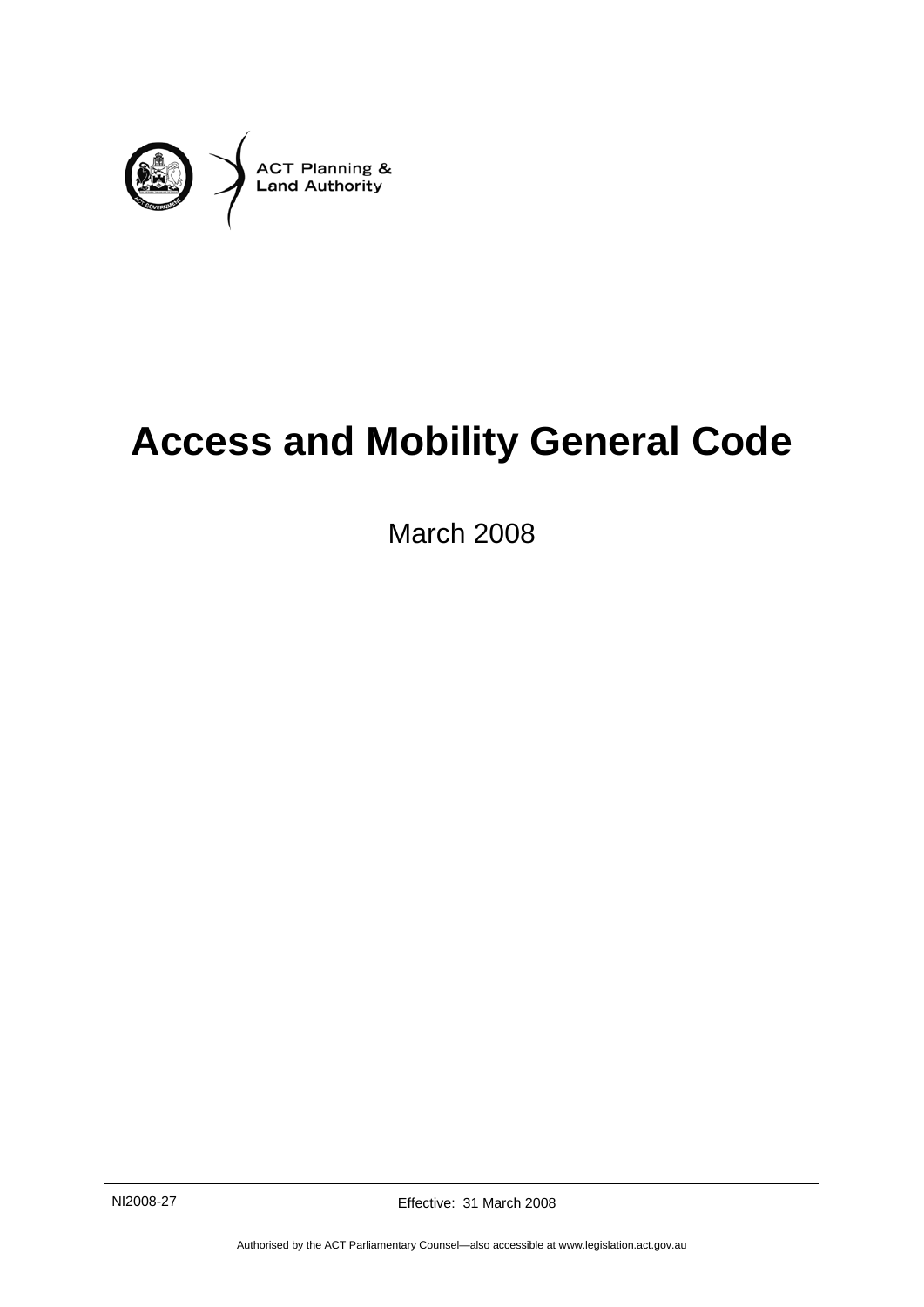ACT Planning & Land Authority

# Access and Mobility General Code

March 2008

NI2008-27

Effective: 31 March 2008

Authorised by the ACT Parliamentary Counsel—also accessible at www.legislation.act.gov.au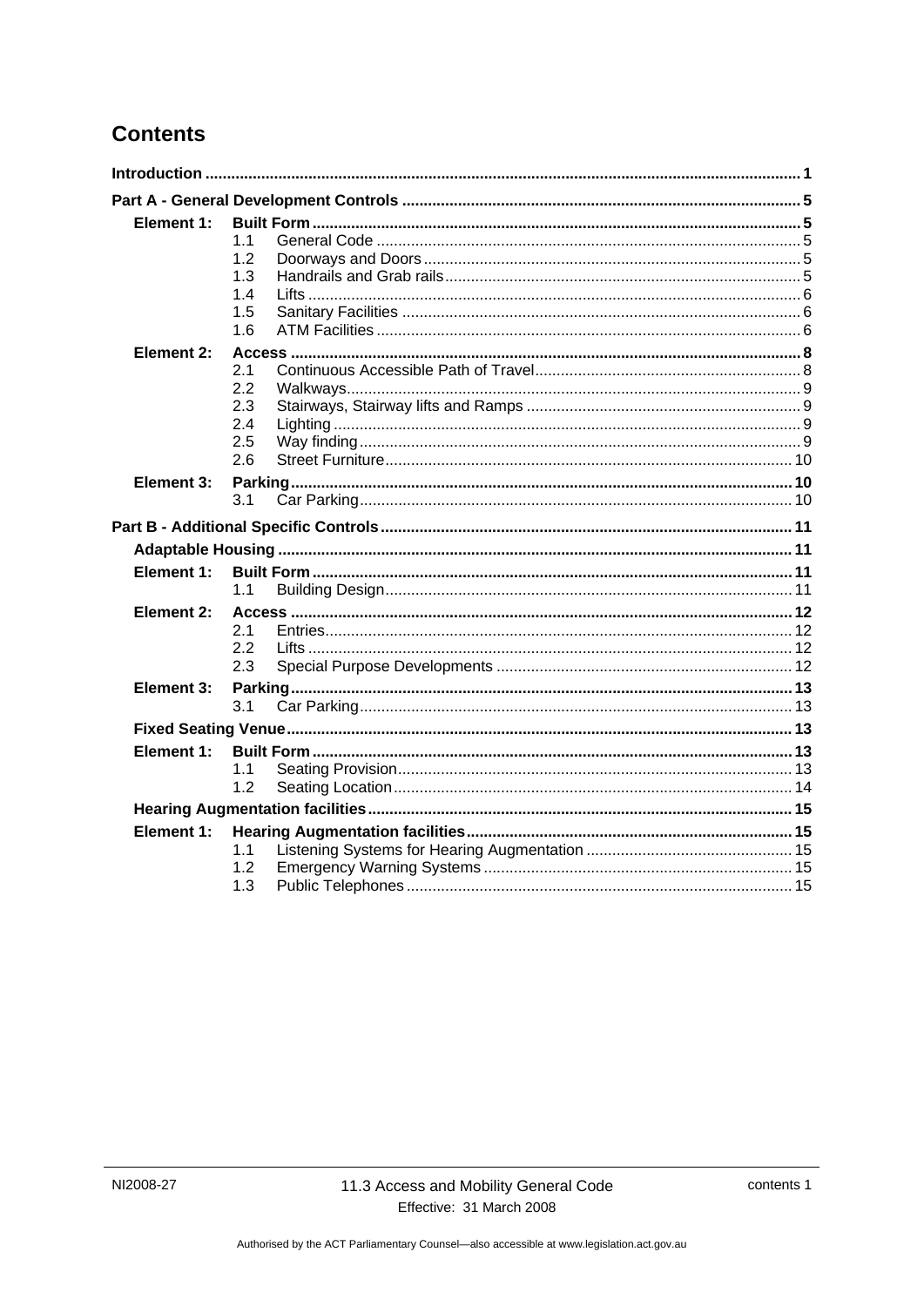# Contents

| | | | |
|---|---|---|---|
| **Introduction** | | | **1** |
| **Part A - General Development Controls** | | | **5** |
| **Element 1:** | **Built Form** | | **5** |
| | 1.1 | General Code | 5 |
| | 1.2 | Doorways and Doors | 5 |
| | 1.3 | Handrails and Grab rails | 5 |
| | 1.4 | Lifts | 6 |
| | 1.5 | Sanitary Facilities | 6 |
| | 1.6 | ATM Facilities | 6 |
| **Element 2:** | **Access** | | **8** |
| | 2.1 | Continuous Accessible Path of Travel | 8 |
| | 2.2 | Walkways | 9 |
| | 2.3 | Stairways, Stairway lifts and Ramps | 9 |
| | 2.4 | Lighting | 9 |
| | 2.5 | Way finding | 9 |
| | 2.6 | Street Furniture | 10 |
| **Element 3:** | **Parking** | | **10** |
| | 3.1 | Car Parking | 10 |
| **Part B - Additional Specific Controls** | | | **11** |
| **Adaptable Housing** | | | **11** |
| **Element 1:** | **Built Form** | | **11** |
| | 1.1 | Building Design | 11 |
| **Element 2:** | **Access** | | **12** |
| | 2.1 | Entries | 12 |
| | 2.2 | Lifts | 12 |
| | 2.3 | Special Purpose Developments | 12 |
| **Element 3:** | **Parking** | | **13** |
| | 3.1 | Car Parking | 13 |
| **Fixed Seating Venue** | | | **13** |
| **Element 1:** | **Built Form** | | **13** |
| | 1.1 | Seating Provision | 13 |
| | 1.2 | Seating Location | 14 |
| **Hearing Augmentation facilities** | | | **15** |
| **Element 1:** | **Hearing Augmentation facilities** | | **15** |
| | 1.1 | Listening Systems for Hearing Augmentation | 15 |
| | 1.2 | Emergency Warning Systems | 15 |
| | 1.3 | Public Telephones | 15 |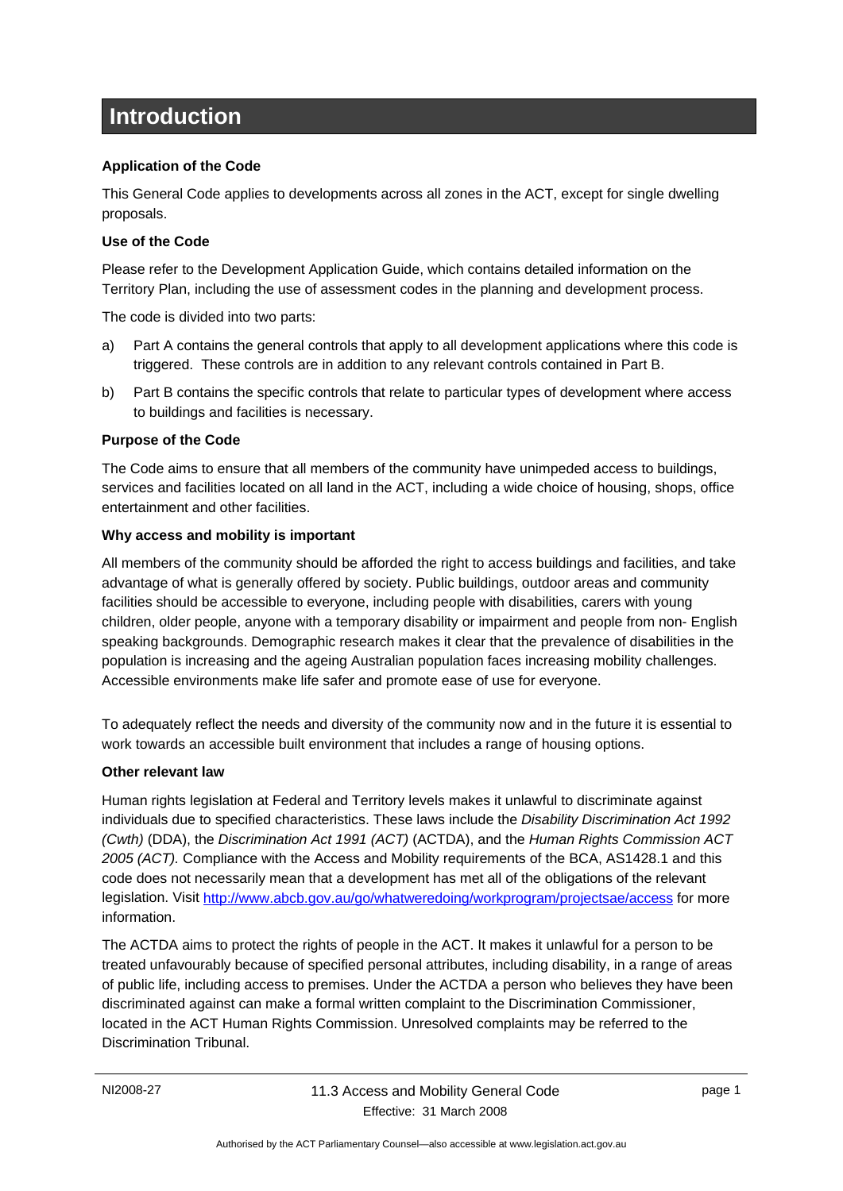# Introduction

**Application of the Code**

This General Code applies to developments across all zones in the ACT, except for single dwelling proposals.

**Use of the Code**

Please refer to the Development Application Guide, which contains detailed information on the Territory Plan, including the use of assessment codes in the planning and development process.

The code is divided into two parts:

a) Part A contains the general controls that apply to all development applications where this code is triggered. These controls are in addition to any relevant controls contained in Part B.

b) Part B contains the specific controls that relate to particular types of development where access to buildings and facilities is necessary.

**Purpose of the Code**

The Code aims to ensure that all members of the community have unimpeded access to buildings, services and facilities located on all land in the ACT, including a wide choice of housing, shops, office entertainment and other facilities.

**Why access and mobility is important**

All members of the community should be afforded the right to access buildings and facilities, and take advantage of what is generally offered by society. Public buildings, outdoor areas and community facilities should be accessible to everyone, including people with disabilities, carers with young children, older people, anyone with a temporary disability or impairment and people from non- English speaking backgrounds. Demographic research makes it clear that the prevalence of disabilities in the population is increasing and the ageing Australian population faces increasing mobility challenges. Accessible environments make life safer and promote ease of use for everyone.

To adequately reflect the needs and diversity of the community now and in the future it is essential to work towards an accessible built environment that includes a range of housing options.

**Other relevant law**

Human rights legislation at Federal and Territory levels makes it unlawful to discriminate against individuals due to specified characteristics. These laws include the *Disability Discrimination Act 1992 (Cwth)* (DDA), the *Discrimination Act 1991 (ACT)* (ACTDA), and the *Human Rights Commission ACT 2005 (ACT).* Compliance with the Access and Mobility requirements of the BCA, AS1428.1 and this code does not necessarily mean that a development has met all of the obligations of the relevant legislation. Visit http://www.abcb.gov.au/go/whatweredoing/workprogram/projectsae/access for more information.

The ACTDA aims to protect the rights of people in the ACT. It makes it unlawful for a person to be treated unfavourably because of specified personal attributes, including disability, in a range of areas of public life, including access to premises. Under the ACTDA a person who believes they have been discriminated against can make a formal written complaint to the Discrimination Commissioner, located in the ACT Human Rights Commission. Unresolved complaints may be referred to the Discrimination Tribunal.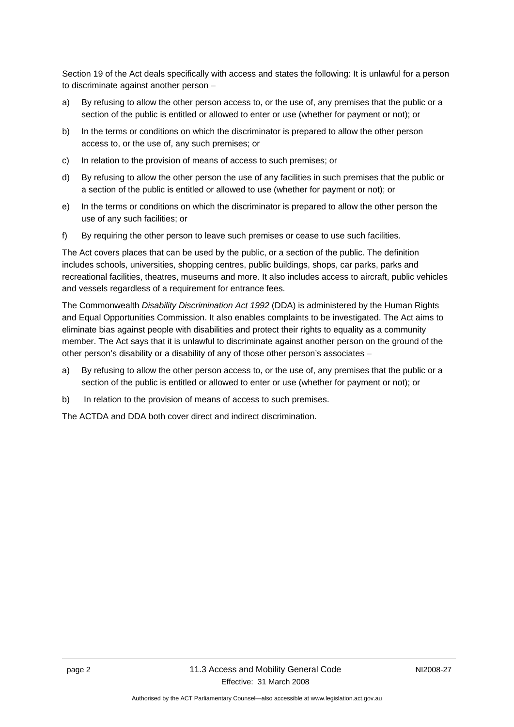Section 19 of the Act deals specifically with access and states the following: It is unlawful for a person to discriminate against another person –

a) By refusing to allow the other person access to, or the use of, any premises that the public or a section of the public is entitled or allowed to enter or use (whether for payment or not); or

b) In the terms or conditions on which the discriminator is prepared to allow the other person access to, or the use of, any such premises; or

c) In relation to the provision of means of access to such premises; or

d) By refusing to allow the other person the use of any facilities in such premises that the public or a section of the public is entitled or allowed to use (whether for payment or not); or

e) In the terms or conditions on which the discriminator is prepared to allow the other person the use of any such facilities; or

f) By requiring the other person to leave such premises or cease to use such facilities.

The Act covers places that can be used by the public, or a section of the public. The definition includes schools, universities, shopping centres, public buildings, shops, car parks, parks and recreational facilities, theatres, museums and more. It also includes access to aircraft, public vehicles and vessels regardless of a requirement for entrance fees.

The Commonwealth *Disability Discrimination Act 1992* (DDA) is administered by the Human Rights and Equal Opportunities Commission. It also enables complaints to be investigated. The Act aims to eliminate bias against people with disabilities and protect their rights to equality as a community member. The Act says that it is unlawful to discriminate against another person on the ground of the other person's disability or a disability of any of those other person's associates –

a) By refusing to allow the other person access to, or the use of, any premises that the public or a section of the public is entitled or allowed to enter or use (whether for payment or not); or

b) In relation to the provision of means of access to such premises.

The ACTDA and DDA both cover direct and indirect discrimination.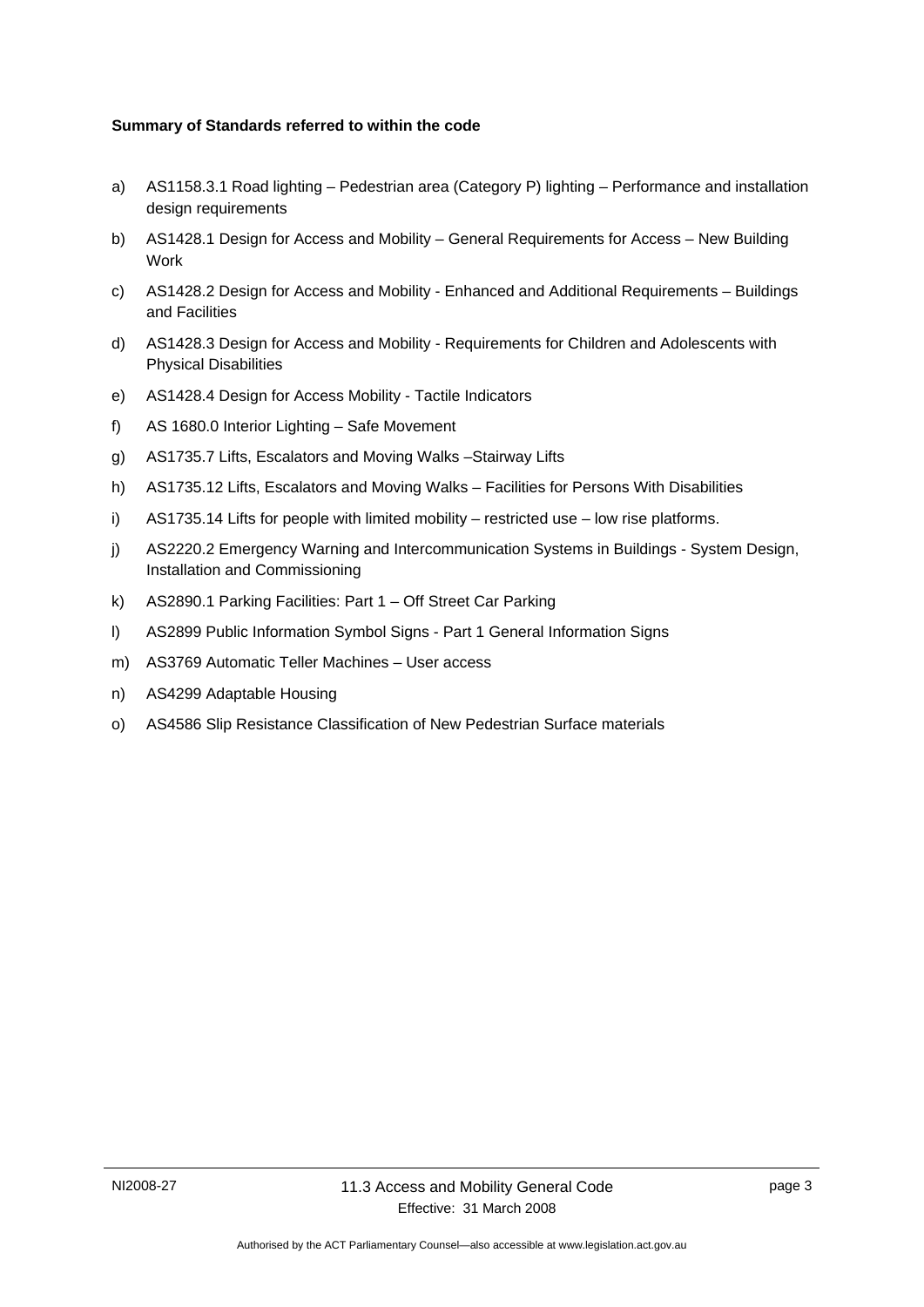**Summary of Standards referred to within the code**

a) AS1158.3.1 Road lighting – Pedestrian area (Category P) lighting – Performance and installation design requirements

b) AS1428.1 Design for Access and Mobility – General Requirements for Access – New Building Work

c) AS1428.2 Design for Access and Mobility - Enhanced and Additional Requirements – Buildings and Facilities

d) AS1428.3 Design for Access and Mobility - Requirements for Children and Adolescents with Physical Disabilities

e) AS1428.4 Design for Access Mobility - Tactile Indicators

f) AS 1680.0 Interior Lighting – Safe Movement

g) AS1735.7 Lifts, Escalators and Moving Walks –Stairway Lifts

h) AS1735.12 Lifts, Escalators and Moving Walks – Facilities for Persons With Disabilities

i) AS1735.14 Lifts for people with limited mobility – restricted use – low rise platforms.

j) AS2220.2 Emergency Warning and Intercommunication Systems in Buildings - System Design, Installation and Commissioning

k) AS2890.1 Parking Facilities: Part 1 – Off Street Car Parking

l) AS2899 Public Information Symbol Signs - Part 1 General Information Signs

m) AS3769 Automatic Teller Machines – User access

n) AS4299 Adaptable Housing

o) AS4586 Slip Resistance Classification of New Pedestrian Surface materials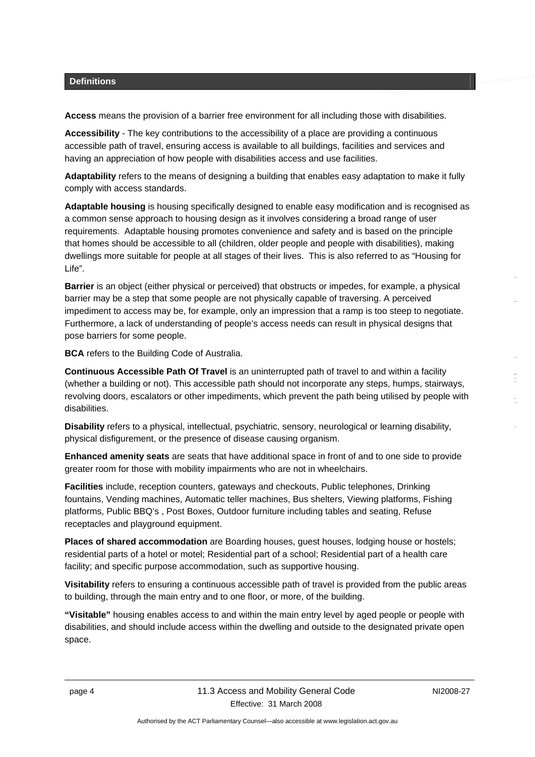## Definitions

**Access** means the provision of a barrier free environment for all including those with disabilities.

**Accessibility** - The key contributions to the accessibility of a place are providing a continuous accessible path of travel, ensuring access is available to all buildings, facilities and services and having an appreciation of how people with disabilities access and use facilities.

**Adaptability** refers to the means of designing a building that enables easy adaptation to make it fully comply with access standards.

**Adaptable housing** is housing specifically designed to enable easy modification and is recognised as a common sense approach to housing design as it involves considering a broad range of user requirements. Adaptable housing promotes convenience and safety and is based on the principle that homes should be accessible to all (children, older people and people with disabilities), making dwellings more suitable for people at all stages of their lives. This is also referred to as "Housing for Life".

**Barrier** is an object (either physical or perceived) that obstructs or impedes, for example, a physical barrier may be a step that some people are not physically capable of traversing. A perceived impediment to access may be, for example, only an impression that a ramp is too steep to negotiate. Furthermore, a lack of understanding of people's access needs can result in physical designs that pose barriers for some people.

**BCA** refers to the Building Code of Australia.

**Continuous Accessible Path Of Travel** is an uninterrupted path of travel to and within a facility (whether a building or not). This accessible path should not incorporate any steps, humps, stairways, revolving doors, escalators or other impediments, which prevent the path being utilised by people with disabilities.

**Disability** refers to a physical, intellectual, psychiatric, sensory, neurological or learning disability, physical disfigurement, or the presence of disease causing organism.

**Enhanced amenity seats** are seats that have additional space in front of and to one side to provide greater room for those with mobility impairments who are not in wheelchairs.

**Facilities** include, reception counters, gateways and checkouts, Public telephones, Drinking fountains, Vending machines, Automatic teller machines, Bus shelters, Viewing platforms, Fishing platforms, Public BBQ's , Post Boxes, Outdoor furniture including tables and seating, Refuse receptacles and playground equipment.

**Places of shared accommodation** are Boarding houses, guest houses, lodging house or hostels; residential parts of a hotel or motel; Residential part of a school; Residential part of a health care facility; and specific purpose accommodation, such as supportive housing.

**Visitability** refers to ensuring a continuous accessible path of travel is provided from the public areas to building, through the main entry and to one floor, or more, of the building.

**"Visitable"** housing enables access to and within the main entry level by aged people or people with disabilities, and should include access within the dwelling and outside to the designated private open space.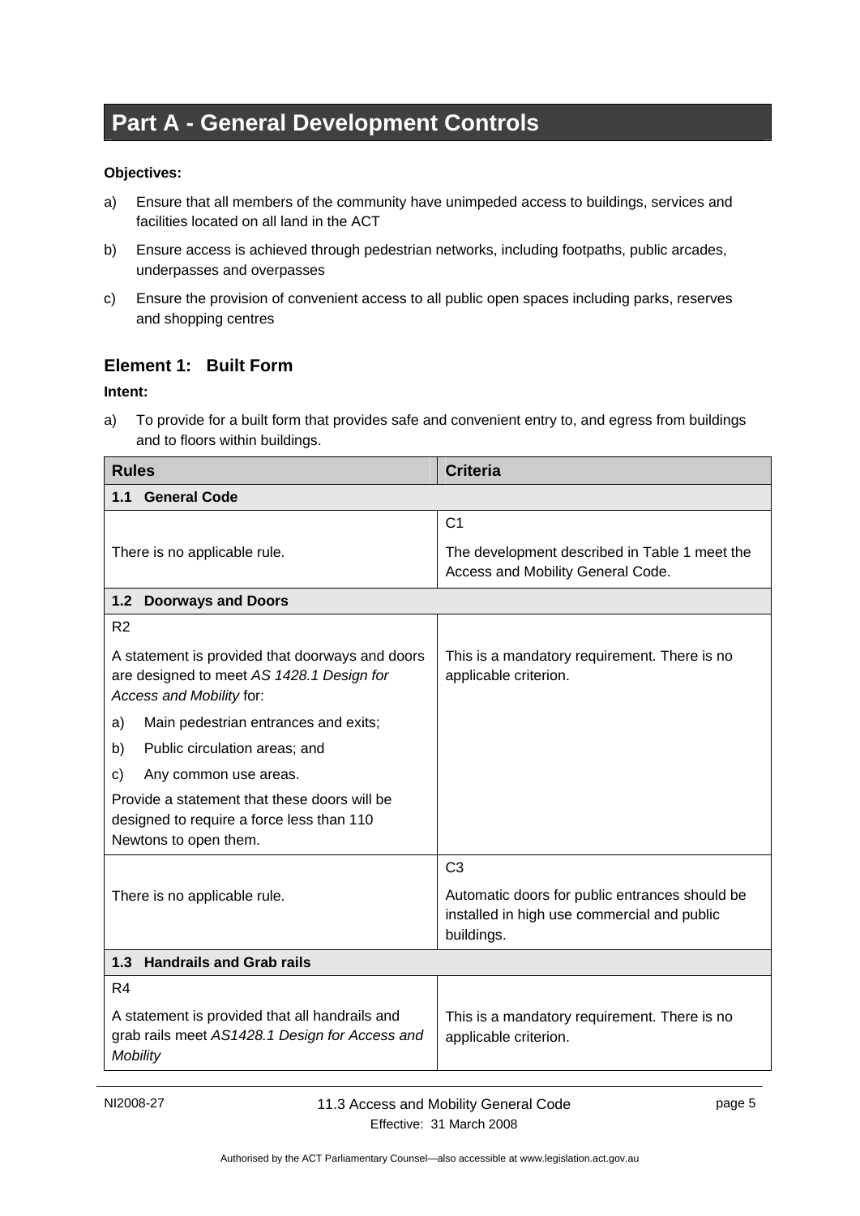# Part A - General Development Controls

**Objectives:**

a) Ensure that all members of the community have unimpeded access to buildings, services and facilities located on all land in the ACT

b) Ensure access is achieved through pedestrian networks, including footpaths, public arcades, underpasses and overpasses

c) Ensure the provision of convenient access to all public open spaces including parks, reserves and shopping centres

## Element 1: Built Form

**Intent:**

a) To provide for a built form that provides safe and convenient entry to, and egress from buildings and to floors within buildings.

| **Rules** | **Criteria** |
|---|---|
| **1.1 General Code** | |
| There is no applicable rule. | C1<br>The development described in Table 1 meet the Access and Mobility General Code. |
| **1.2 Doorways and Doors** | |
| R2<br>A statement is provided that doorways and doors are designed to meet *AS 1428.1 Design for Access and Mobility* for:<br>a) Main pedestrian entrances and exits;<br>b) Public circulation areas; and<br>c) Any common use areas.<br>Provide a statement that these doors will be designed to require a force less than 110 Newtons to open them. | This is a mandatory requirement. There is no applicable criterion. |
| There is no applicable rule. | C3<br>Automatic doors for public entrances should be installed in high use commercial and public buildings. |
| **1.3 Handrails and Grab rails** | |
| R4<br>A statement is provided that all handrails and grab rails meet *AS1428.1 Design for Access and Mobility* | This is a mandatory requirement. There is no applicable criterion. |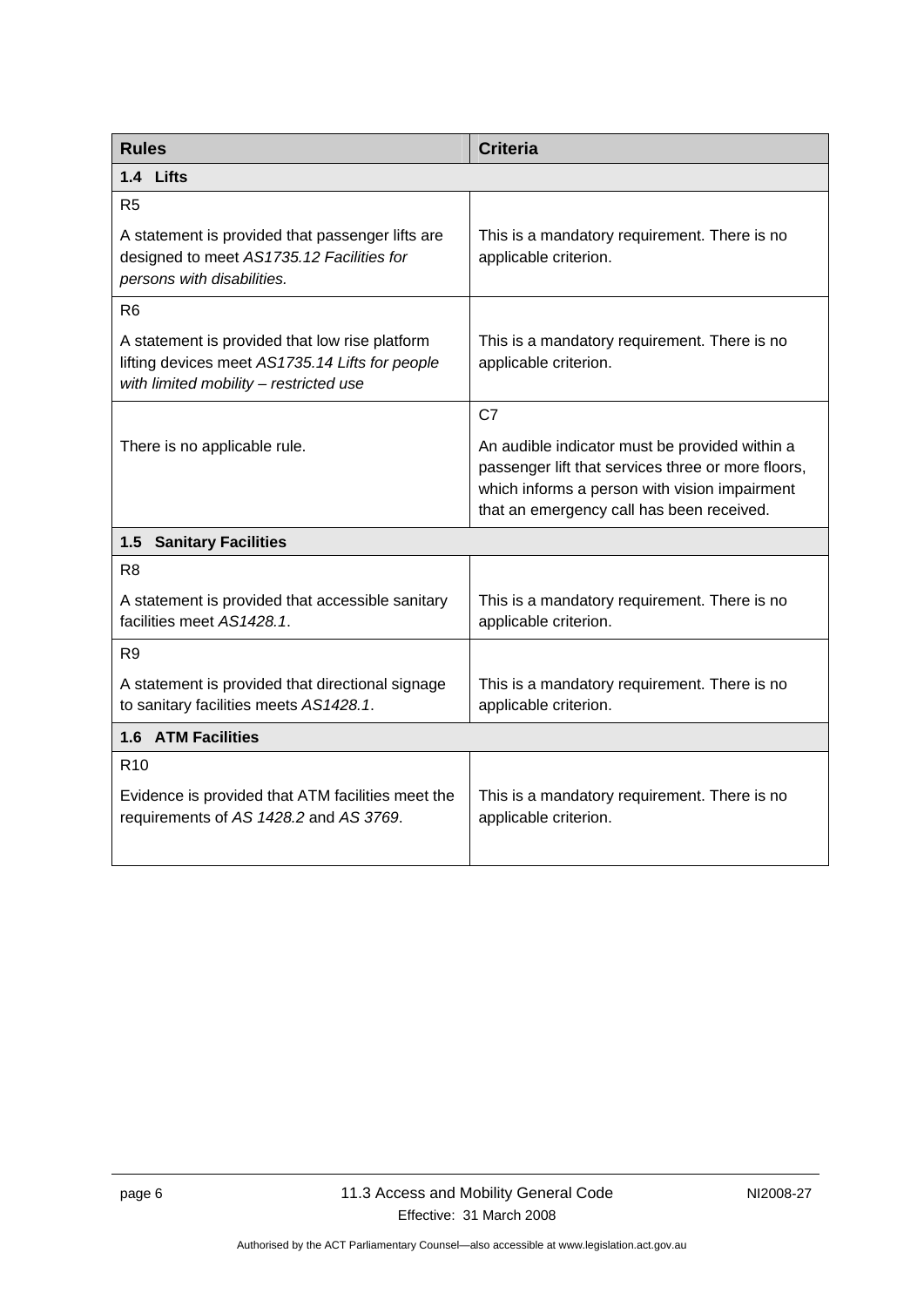| Rules | Criteria |
|---|---|
| **1.4 Lifts** | |
| R5<br><br>A statement is provided that passenger lifts are designed to meet *AS1735.12 Facilities for persons with disabilities.* | This is a mandatory requirement. There is no applicable criterion. |
| R6<br><br>A statement is provided that low rise platform lifting devices meet *AS1735.14 Lifts for people with limited mobility – restricted use* | This is a mandatory requirement. There is no applicable criterion. |
| There is no applicable rule. | C7<br><br>An audible indicator must be provided within a passenger lift that services three or more floors, which informs a person with vision impairment that an emergency call has been received. |
| **1.5 Sanitary Facilities** | |
| R8<br><br>A statement is provided that accessible sanitary facilities meet *AS1428.1*. | This is a mandatory requirement. There is no applicable criterion. |
| R9<br><br>A statement is provided that directional signage to sanitary facilities meets *AS1428.1*. | This is a mandatory requirement. There is no applicable criterion. |
| **1.6 ATM Facilities** | |
| R10<br><br>Evidence is provided that ATM facilities meet the requirements of *AS 1428.2* and *AS 3769*. | This is a mandatory requirement. There is no applicable criterion. |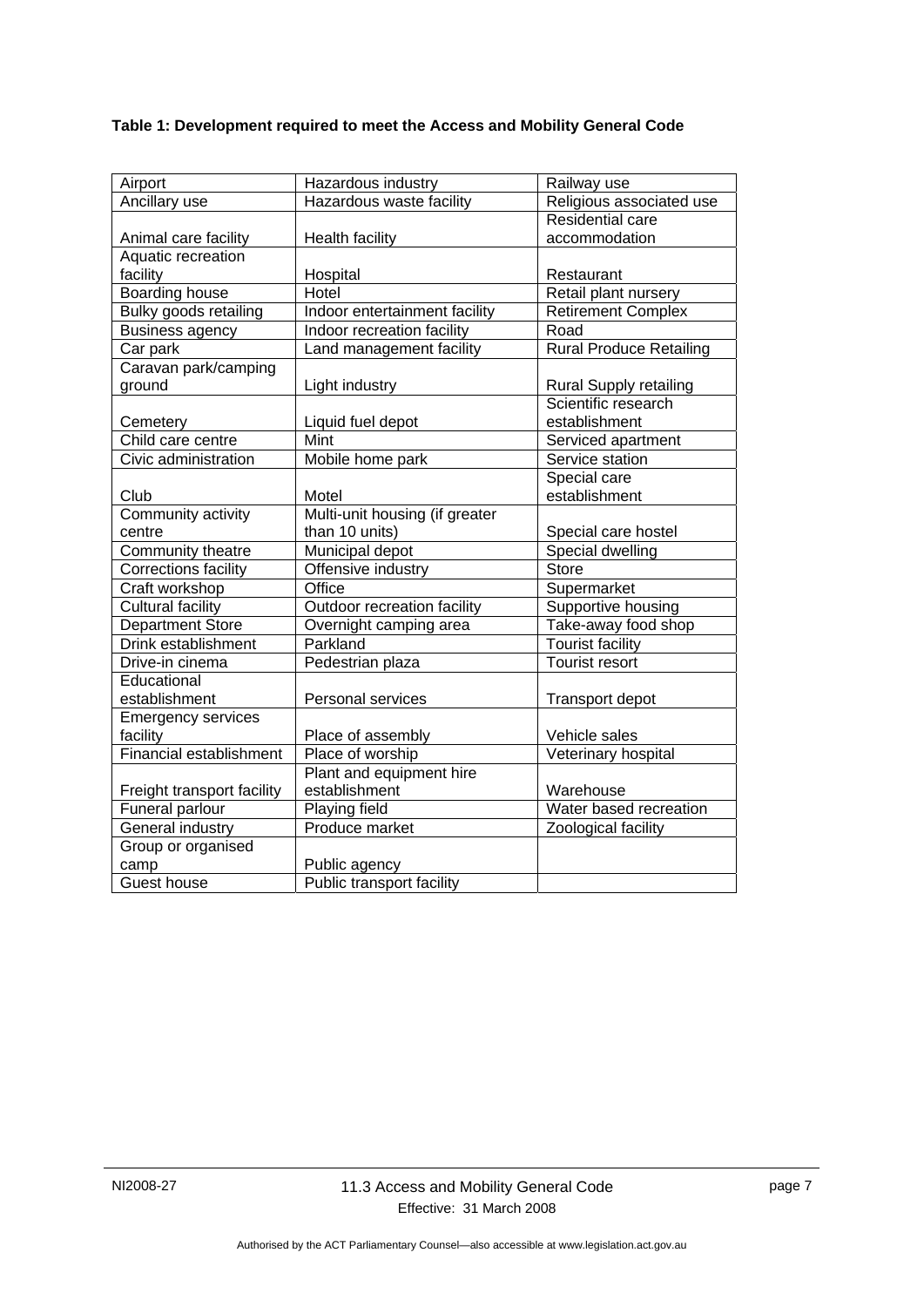**Table 1: Development required to meet the Access and Mobility General Code**

| | | |
|---|---|---|
| Airport | Hazardous industry | Railway use |
| Ancillary use | Hazardous waste facility | Religious associated use |
| Animal care facility | Health facility | Residential care accommodation |
| Aquatic recreation facility | Hospital | Restaurant |
| Boarding house | Hotel | Retail plant nursery |
| Bulky goods retailing | Indoor entertainment facility | Retirement Complex |
| Business agency | Indoor recreation facility | Road |
| Car park | Land management facility | Rural Produce Retailing |
| Caravan park/camping ground | Light industry | Rural Supply retailing |
| Cemetery | Liquid fuel depot | Scientific research establishment |
| Child care centre | Mint | Serviced apartment |
| Civic administration | Mobile home park | Service station |
| Club | Motel | Special care establishment |
| Community activity centre | Multi-unit housing (if greater than 10 units) | Special care hostel |
| Community theatre | Municipal depot | Special dwelling |
| Corrections facility | Offensive industry | Store |
| Craft workshop | Office | Supermarket |
| Cultural facility | Outdoor recreation facility | Supportive housing |
| Department Store | Overnight camping area | Take-away food shop |
| Drink establishment | Parkland | Tourist facility |
| Drive-in cinema | Pedestrian plaza | Tourist resort |
| Educational establishment | Personal services | Transport depot |
| Emergency services facility | Place of assembly | Vehicle sales |
| Financial establishment | Place of worship | Veterinary hospital |
| Freight transport facility | Plant and equipment hire establishment | Warehouse |
| Funeral parlour | Playing field | Water based recreation |
| General industry | Produce market | Zoological facility |
| Group or organised camp | Public agency | |
| Guest house | Public transport facility | |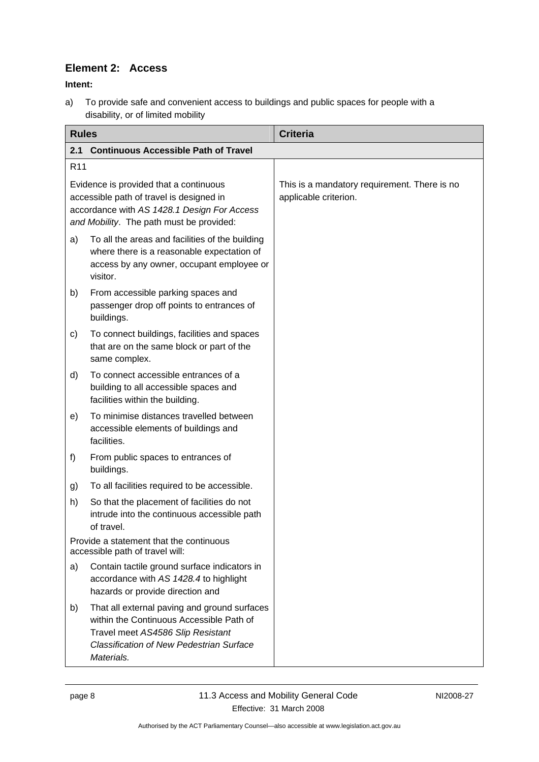## Element 2: Access

**Intent:**

a) To provide safe and convenient access to buildings and public spaces for people with a disability, or of limited mobility

| Rules | Criteria |
|---|---|
| **2.1 Continuous Accessible Path of Travel** | |
| R11<br><br>Evidence is provided that a continuous accessible path of travel is designed in accordance with *AS 1428.1 Design For Access and Mobility*. The path must be provided:<br><br>a) To all the areas and facilities of the building where there is a reasonable expectation of access by any owner, occupant employee or visitor.<br><br>b) From accessible parking spaces and passenger drop off points to entrances of buildings.<br><br>c) To connect buildings, facilities and spaces that are on the same block or part of the same complex.<br><br>d) To connect accessible entrances of a building to all accessible spaces and facilities within the building.<br><br>e) To minimise distances travelled between accessible elements of buildings and facilities.<br><br>f) From public spaces to entrances of buildings.<br><br>g) To all facilities required to be accessible.<br><br>h) So that the placement of facilities do not intrude into the continuous accessible path of travel.<br><br>Provide a statement that the continuous accessible path of travel will:<br><br>a) Contain tactile ground surface indicators in accordance with *AS 1428.4* to highlight hazards or provide direction and<br><br>b) That all external paving and ground surfaces within the Continuous Accessible Path of Travel meet *AS4586 Slip Resistant Classification of New Pedestrian Surface Materials.* | This is a mandatory requirement. There is no applicable criterion. |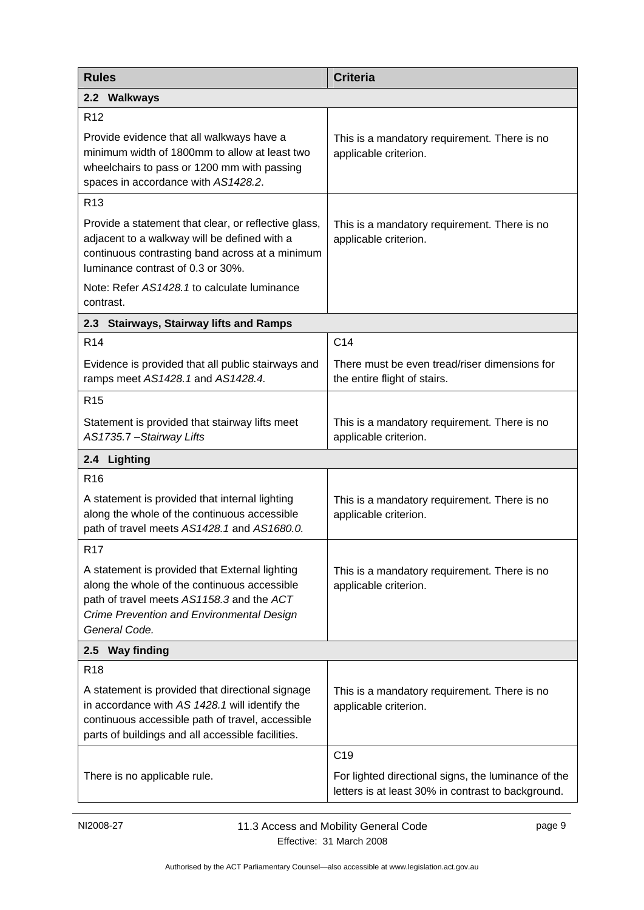| Rules | Criteria |
|---|---|
| **2.2 Walkways** | |
| R12<br><br>Provide evidence that all walkways have a minimum width of 1800mm to allow at least two wheelchairs to pass or 1200 mm with passing spaces in accordance with *AS1428.2*. | This is a mandatory requirement. There is no applicable criterion. |
| R13<br><br>Provide a statement that clear, or reflective glass, adjacent to a walkway will be defined with a continuous contrasting band across at a minimum luminance contrast of 0.3 or 30%.<br><br>Note: Refer *AS1428.1* to calculate luminance contrast. | This is a mandatory requirement. There is no applicable criterion. |
| **2.3 Stairways, Stairway lifts and Ramps** | |
| R14<br><br>Evidence is provided that all public stairways and ramps meet *AS1428.1* and *AS1428.4.* | C14<br><br>There must be even tread/riser dimensions for the entire flight of stairs. |
| R15<br><br>Statement is provided that stairway lifts meet *AS1735.*7 –*Stairway Lifts* | This is a mandatory requirement. There is no applicable criterion. |
| **2.4 Lighting** | |
| R16<br><br>A statement is provided that internal lighting along the whole of the continuous accessible path of travel meets *AS1428.1* and *AS1680.0.* | This is a mandatory requirement. There is no applicable criterion. |
| R17<br><br>A statement is provided that External lighting along the whole of the continuous accessible path of travel meets *AS1158.3* and the *ACT Crime Prevention and Environmental Design General Code.* | This is a mandatory requirement. There is no applicable criterion. |
| **2.5 Way finding** | |
| R18<br><br>A statement is provided that directional signage in accordance with *AS 1428.1* will identify the continuous accessible path of travel, accessible parts of buildings and all accessible facilities. | This is a mandatory requirement. There is no applicable criterion. |
| There is no applicable rule. | C19<br><br>For lighted directional signs, the luminance of the letters is at least 30% in contrast to background. |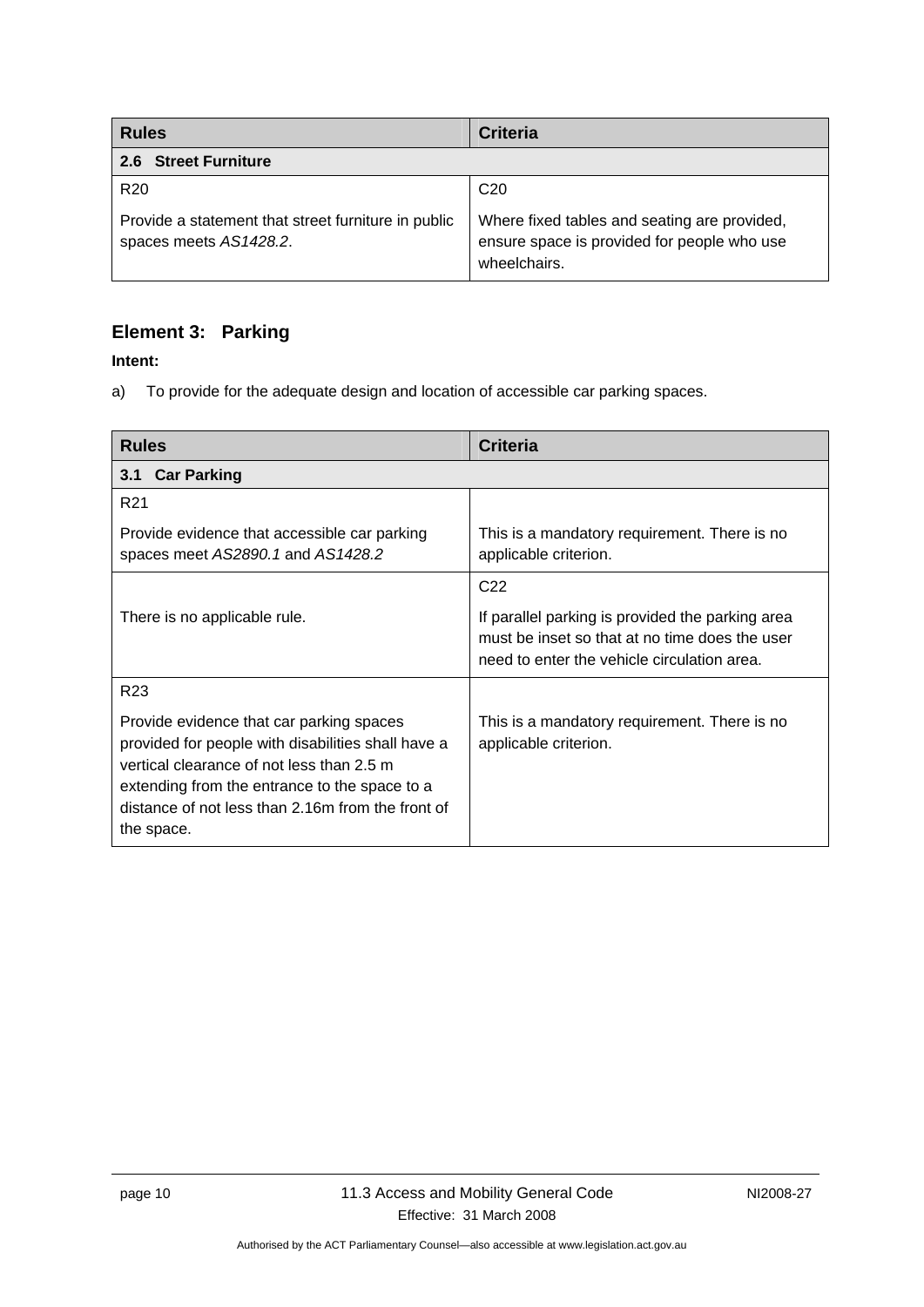| Rules | Criteria |
|---|---|
| **2.6 Street Furniture** | |
| R20<br><br>Provide a statement that street furniture in public spaces meets *AS1428.2*. | C20<br><br>Where fixed tables and seating are provided, ensure space is provided for people who use wheelchairs. |

## Element 3: Parking

**Intent:**

a) To provide for the adequate design and location of accessible car parking spaces.

| Rules | Criteria |
|---|---|
| **3.1 Car Parking** | |
| R21<br><br>Provide evidence that accessible car parking spaces meet *AS2890.1* and *AS1428.2* | This is a mandatory requirement. There is no applicable criterion. |
| There is no applicable rule. | C22<br><br>If parallel parking is provided the parking area must be inset so that at no time does the user need to enter the vehicle circulation area. |
| R23<br><br>Provide evidence that car parking spaces provided for people with disabilities shall have a vertical clearance of not less than 2.5 m extending from the entrance to the space to a distance of not less than 2.16m from the front of the space. | This is a mandatory requirement. There is no applicable criterion. |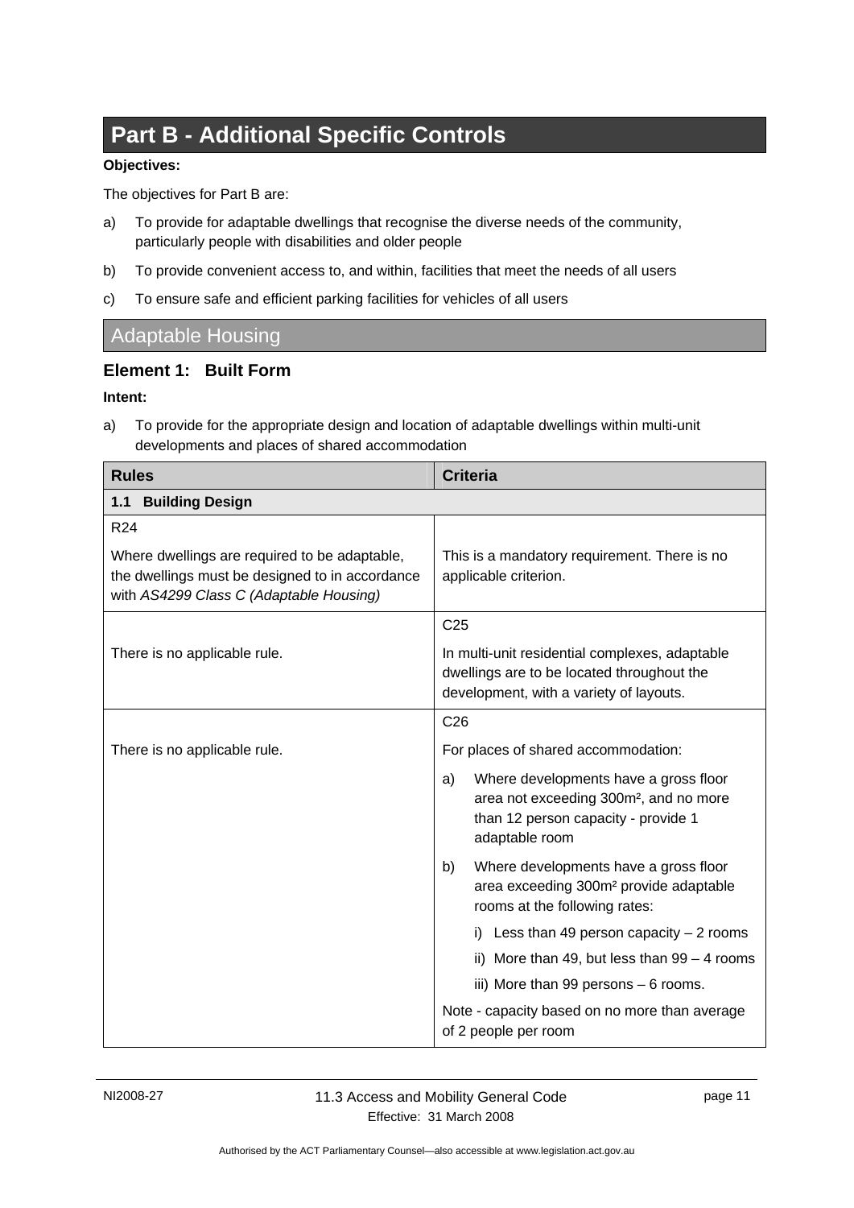# Part B - Additional Specific Controls

**Objectives:**

The objectives for Part B are:

a) To provide for adaptable dwellings that recognise the diverse needs of the community, particularly people with disabilities and older people

b) To provide convenient access to, and within, facilities that meet the needs of all users

c) To ensure safe and efficient parking facilities for vehicles of all users

## Adaptable Housing

### Element 1: Built Form

**Intent:**

a) To provide for the appropriate design and location of adaptable dwellings within multi-unit developments and places of shared accommodation

| Rules | Criteria |
|---|---|
| **1.1 Building Design** | |
| R24<br><br>Where dwellings are required to be adaptable, the dwellings must be designed in accordance with *AS4299 Class C (Adaptable Housing)* | This is a mandatory requirement. There is no applicable criterion. |
| There is no applicable rule. | C25<br><br>In multi-unit residential complexes, adaptable dwellings are to be located throughout the development, with a variety of layouts. |
| There is no applicable rule. | C26<br><br>For places of shared accommodation:<br><br>a) Where developments have a gross floor area not exceeding 300m², and no more than 12 person capacity - provide 1 adaptable room<br><br>b) Where developments have a gross floor area exceeding 300m² provide adaptable rooms at the following rates:<br><br>i) Less than 49 person capacity – 2 rooms<br>ii) More than 49, but less than 99 – 4 rooms<br>iii) More than 99 persons – 6 rooms.<br><br>Note - capacity based on no more than average of 2 people per room |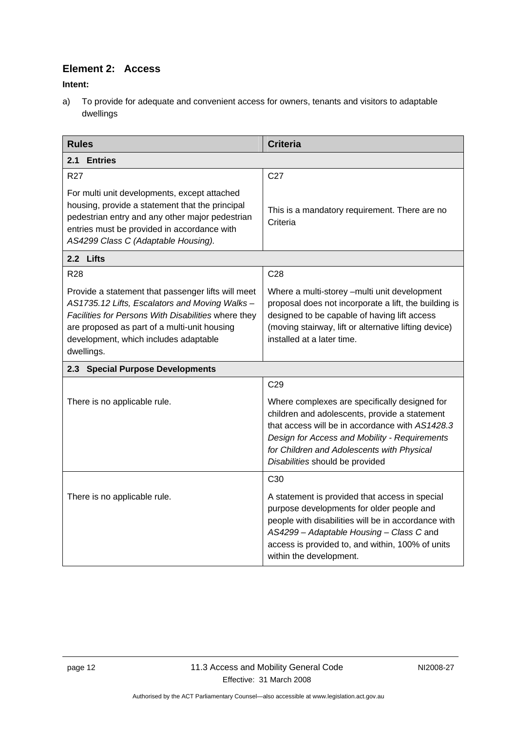## Element 2: Access

**Intent:**

a) To provide for adequate and convenient access for owners, tenants and visitors to adaptable dwellings

| **Rules** | **Criteria** |
|---|---|
| **2.1 Entries** | |
| R27<br><br>For multi unit developments, except attached housing, provide a statement that the principal pedestrian entry and any other major pedestrian entries must be provided in accordance with *AS4299 Class C (Adaptable Housing).* | C27<br><br>This is a mandatory requirement. There are no Criteria |
| **2.2 Lifts** | |
| R28<br><br>Provide a statement that passenger lifts will meet *AS1735.12 Lifts, Escalators and Moving Walks – Facilities for Persons With Disabilities* where they are proposed as part of a multi-unit housing development, which includes adaptable dwellings. | C28<br><br>Where a multi-storey –multi unit development proposal does not incorporate a lift, the building is designed to be capable of having lift access (moving stairway, lift or alternative lifting device) installed at a later time. |
| **2.3 Special Purpose Developments** | |
| There is no applicable rule. | C29<br><br>Where complexes are specifically designed for children and adolescents, provide a statement that access will be in accordance with *AS1428.3 Design for Access and Mobility - Requirements for Children and Adolescents with Physical Disabilities* should be provided |
| There is no applicable rule. | C30<br><br>A statement is provided that access in special purpose developments for older people and people with disabilities will be in accordance with *AS4299 – Adaptable Housing – Class C* and access is provided to, and within, 100% of units within the development. |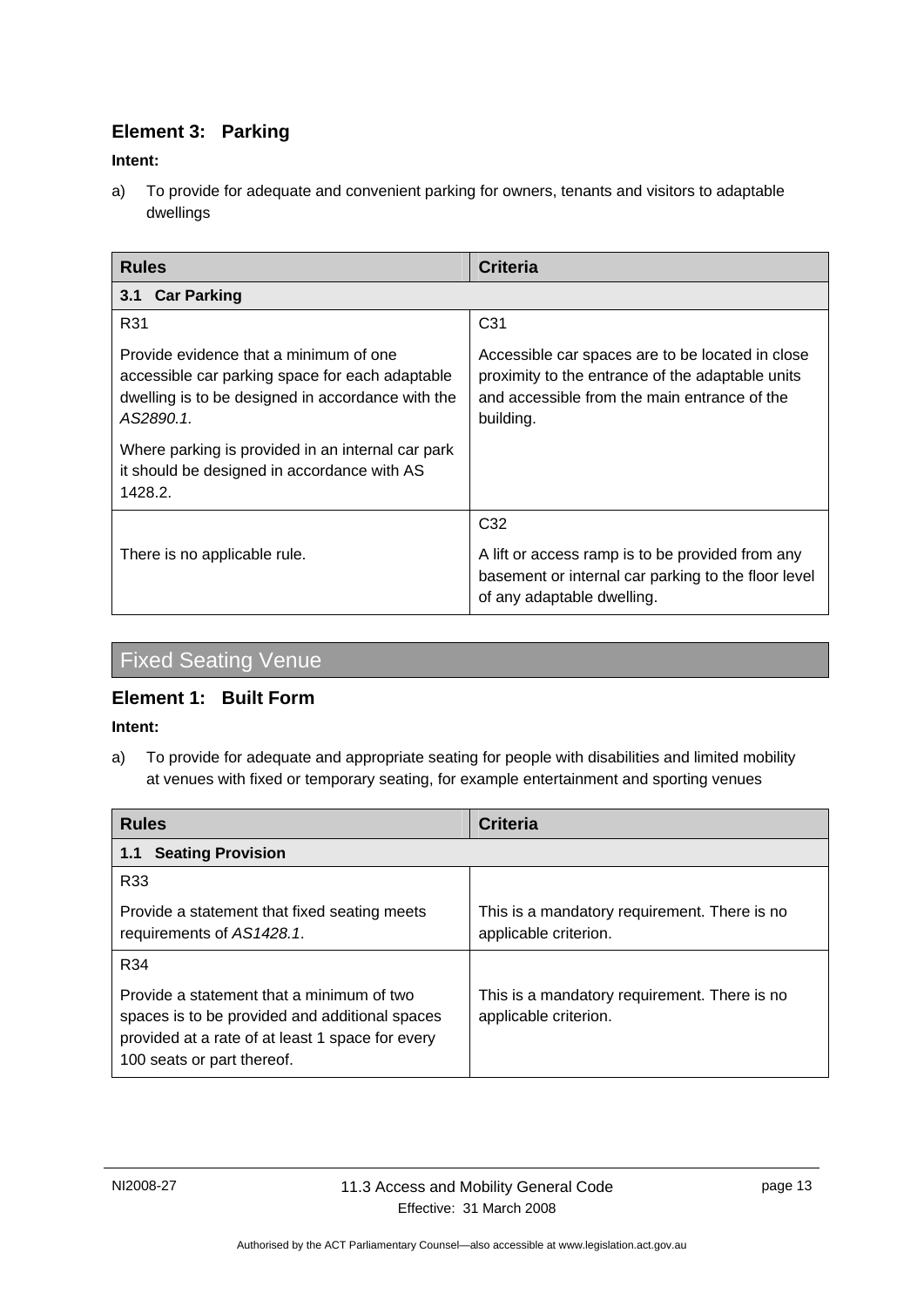### Element 3: Parking

**Intent:**

a) To provide for adequate and convenient parking for owners, tenants and visitors to adaptable dwellings

| Rules | Criteria |
|---|---|
| **3.1 Car Parking** | |
| R31<br><br>Provide evidence that a minimum of one accessible car parking space for each adaptable dwelling is to be designed in accordance with the *AS2890.1*.<br><br>Where parking is provided in an internal car park it should be designed in accordance with AS 1428.2. | C31<br><br>Accessible car spaces are to be located in close proximity to the entrance of the adaptable units and accessible from the main entrance of the building. |
| There is no applicable rule. | C32<br><br>A lift or access ramp is to be provided from any basement or internal car parking to the floor level of any adaptable dwelling. |

## Fixed Seating Venue

### Element 1: Built Form

**Intent:**

a) To provide for adequate and appropriate seating for people with disabilities and limited mobility at venues with fixed or temporary seating, for example entertainment and sporting venues

| Rules | Criteria |
|---|---|
| **1.1 Seating Provision** | |
| R33<br><br>Provide a statement that fixed seating meets requirements of *AS1428.1*. | This is a mandatory requirement. There is no applicable criterion. |
| R34<br><br>Provide a statement that a minimum of two spaces is to be provided and additional spaces provided at a rate of at least 1 space for every 100 seats or part thereof. | This is a mandatory requirement. There is no applicable criterion. |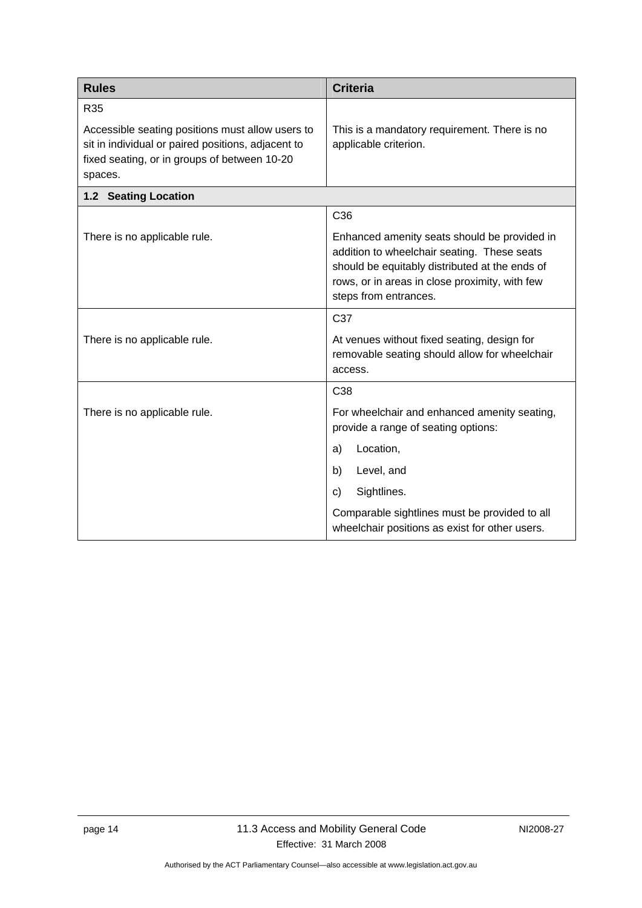| Rules | Criteria |
|---|---|
| R35<br><br>Accessible seating positions must allow users to sit in individual or paired positions, adjacent to fixed seating, or in groups of between 10-20 spaces. | This is a mandatory requirement. There is no applicable criterion. |
| **1.2 Seating Location** | |
| There is no applicable rule. | C36<br><br>Enhanced amenity seats should be provided in addition to wheelchair seating. These seats should be equitably distributed at the ends of rows, or in areas in close proximity, with few steps from entrances. |
| There is no applicable rule. | C37<br><br>At venues without fixed seating, design for removable seating should allow for wheelchair access. |
| There is no applicable rule. | C38<br><br>For wheelchair and enhanced amenity seating, provide a range of seating options:<br><br>a) Location,<br><br>b) Level, and<br><br>c) Sightlines.<br><br>Comparable sightlines must be provided to all wheelchair positions as exist for other users. |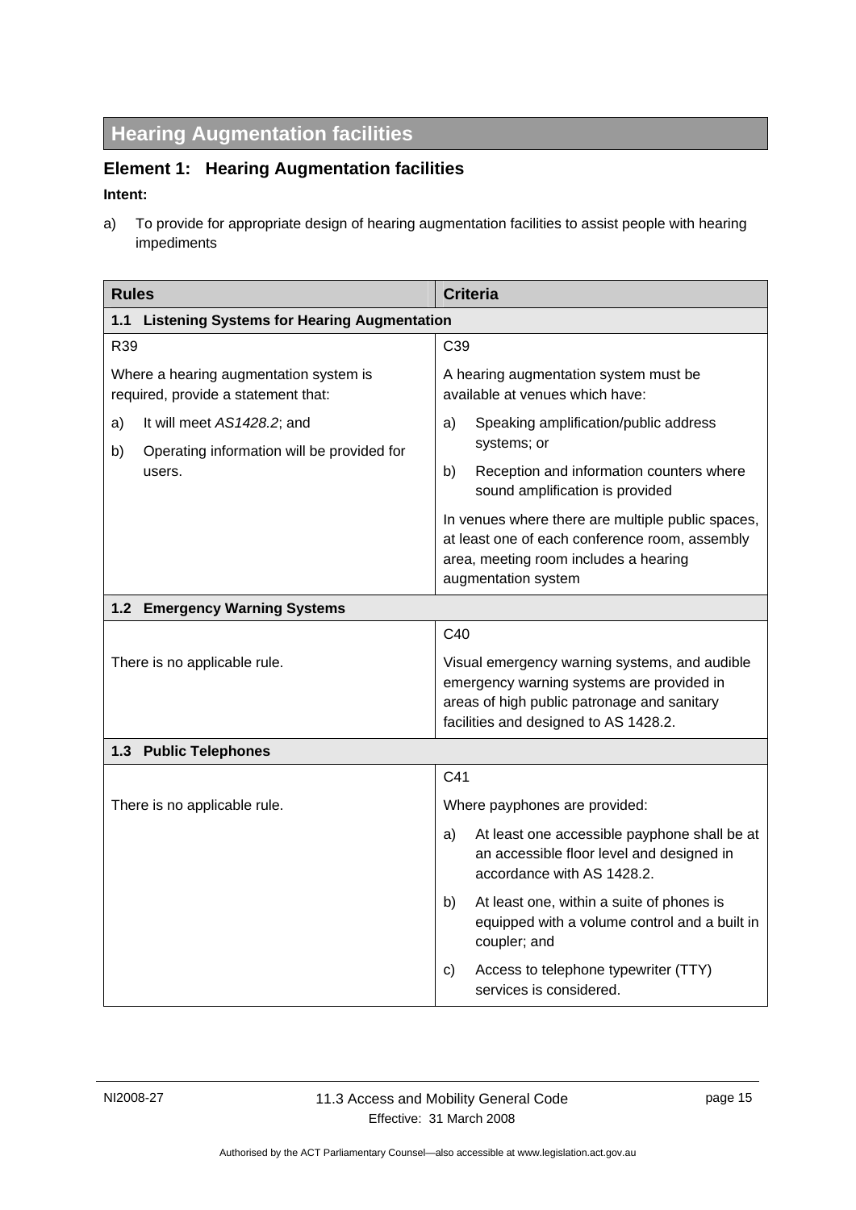## Hearing Augmentation facilities

### Element 1: Hearing Augmentation facilities

**Intent:**

a) To provide for appropriate design of hearing augmentation facilities to assist people with hearing impediments

| **Rules** | **Criteria** |
|---|---|
| **1.1 Listening Systems for Hearing Augmentation** | |
| R39<br><br>Where a hearing augmentation system is required, provide a statement that:<br><br>a) It will meet *AS1428.2*; and<br><br>b) Operating information will be provided for users. | C39<br><br>A hearing augmentation system must be available at venues which have:<br><br>a) Speaking amplification/public address systems; or<br><br>b) Reception and information counters where sound amplification is provided<br><br>In venues where there are multiple public spaces, at least one of each conference room, assembly area, meeting room includes a hearing augmentation system |
| **1.2 Emergency Warning Systems** | |
| There is no applicable rule. | C40<br><br>Visual emergency warning systems, and audible emergency warning systems are provided in areas of high public patronage and sanitary facilities and designed to AS 1428.2. |
| **1.3 Public Telephones** | |
| There is no applicable rule. | C41<br><br>Where payphones are provided:<br><br>a) At least one accessible payphone shall be at an accessible floor level and designed in accordance with AS 1428.2.<br><br>b) At least one, within a suite of phones is equipped with a volume control and a built in coupler; and<br><br>c) Access to telephone typewriter (TTY) services is considered. |